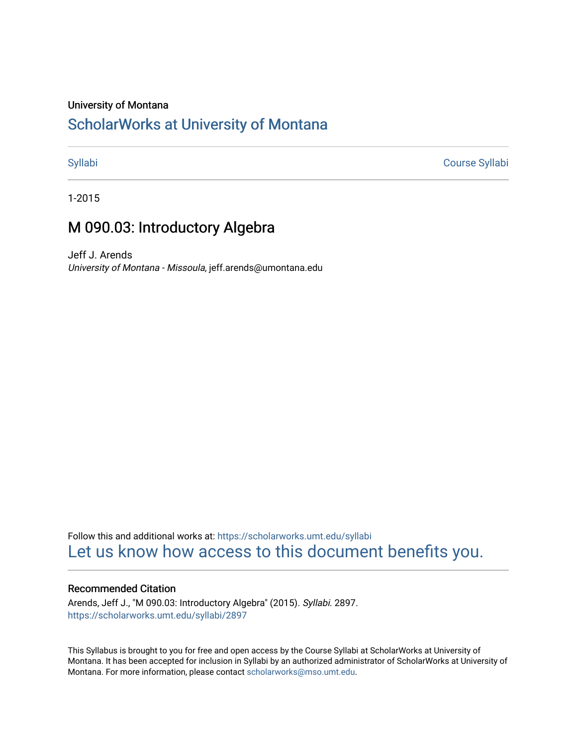University of Montana

# ScholarWorks at University of Montana

Syllabi | Course Syllabi

1-2015

## M 090.03: Introductory Algebra

Jeff J. Arends
*University of Montana - Missoula*, jeff.arends@umontana.edu

Follow this and additional works at: https://scholarworks.umt.edu/syllabi

Let us know how access to this document benefits you.

### Recommended Citation

Arends, Jeff J., "M 090.03: Introductory Algebra" (2015). *Syllabi*. 2897.
https://scholarworks.umt.edu/syllabi/2897

This Syllabus is brought to you for free and open access by the Course Syllabi at ScholarWorks at University of Montana. It has been accepted for inclusion in Syllabi by an authorized administrator of ScholarWorks at University of Montana. For more information, please contact scholarworks@mso.umt.edu.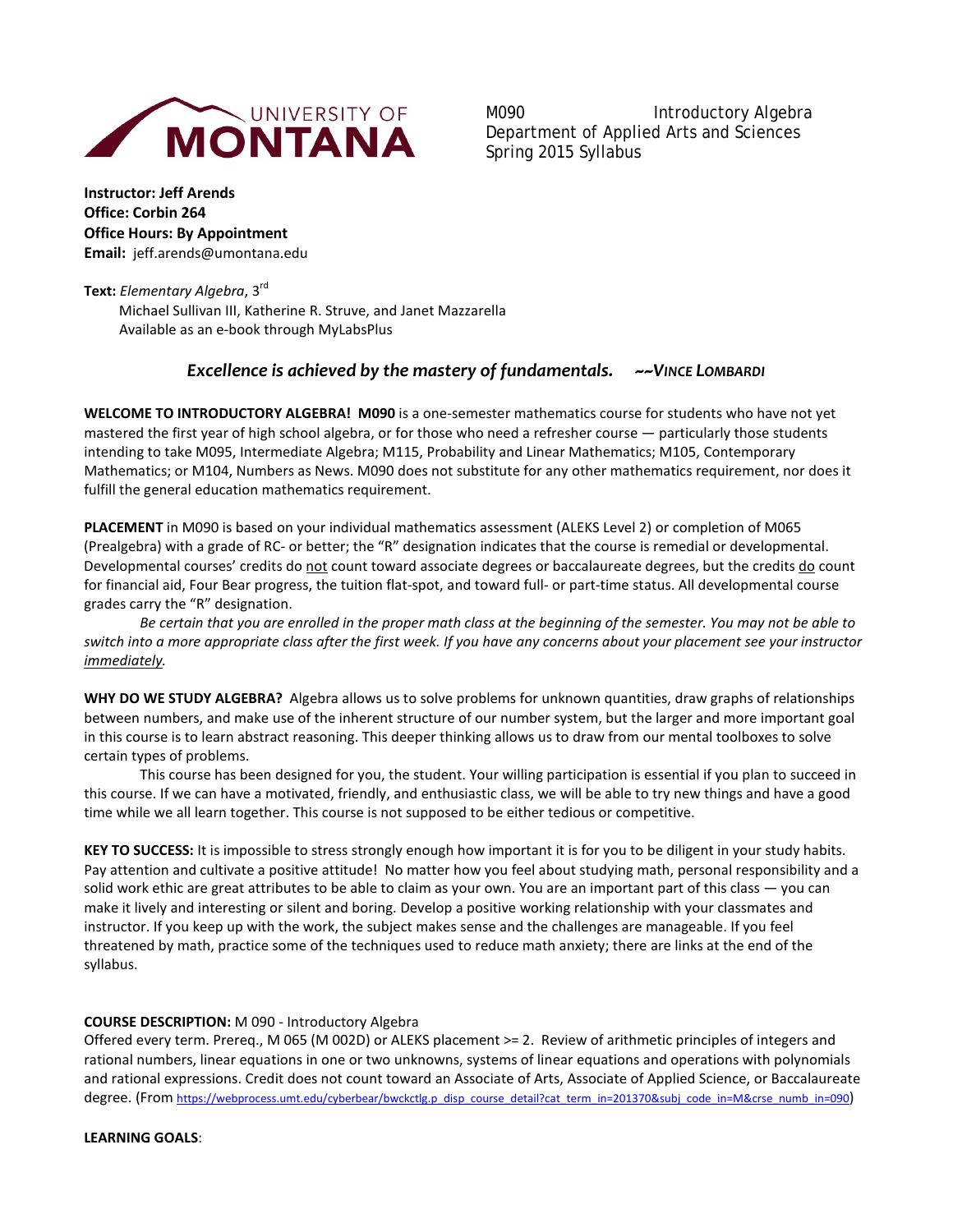UNIVERSITY OF MONTANA

M090 Introductory Algebra
Department of Applied Arts and Sciences
Spring 2015 Syllabus

**Instructor: Jeff Arends**
**Office: Corbin 264**
**Office Hours: By Appointment**
**Email:** jeff.arends@umontana.edu

**Text:** *Elementary Algebra*, 3rd
Michael Sullivan III, Katherine R. Struve, and Janet Mazzarella
Available as an e-book through MyLabsPlus

***Excellence is achieved by the mastery of fundamentals. ~~Vince Lombardi***

**WELCOME TO INTRODUCTORY ALGEBRA! M090** is a one-semester mathematics course for students who have not yet mastered the first year of high school algebra, or for those who need a refresher course — particularly those students intending to take M095, Intermediate Algebra; M115, Probability and Linear Mathematics; M105, Contemporary Mathematics; or M104, Numbers as News. M090 does not substitute for any other mathematics requirement, nor does it fulfill the general education mathematics requirement.

**PLACEMENT** in M090 is based on your individual mathematics assessment (ALEKS Level 2) or completion of M065 (Prealgebra) with a grade of RC- or better; the "R" designation indicates that the course is remedial or developmental. Developmental courses' credits do not count toward associate degrees or baccalaureate degrees, but the credits do count for financial aid, Four Bear progress, the tuition flat-spot, and toward full- or part-time status. All developmental course grades carry the "R" designation.

*Be certain that you are enrolled in the proper math class at the beginning of the semester. You may not be able to switch into a more appropriate class after the first week. If you have any concerns about your placement see your instructor immediately.*

**WHY DO WE STUDY ALGEBRA?** Algebra allows us to solve problems for unknown quantities, draw graphs of relationships between numbers, and make use of the inherent structure of our number system, but the larger and more important goal in this course is to learn abstract reasoning. This deeper thinking allows us to draw from our mental toolboxes to solve certain types of problems.

This course has been designed for you, the student. Your willing participation is essential if you plan to succeed in this course. If we can have a motivated, friendly, and enthusiastic class, we will be able to try new things and have a good time while we all learn together. This course is not supposed to be either tedious or competitive.

**KEY TO SUCCESS:** It is impossible to stress strongly enough how important it is for you to be diligent in your study habits. Pay attention and cultivate a positive attitude! No matter how you feel about studying math, personal responsibility and a solid work ethic are great attributes to be able to claim as your own. You are an important part of this class — you can make it lively and interesting or silent and boring. Develop a positive working relationship with your classmates and instructor. If you keep up with the work, the subject makes sense and the challenges are manageable. If you feel threatened by math, practice some of the techniques used to reduce math anxiety; there are links at the end of the syllabus.

**COURSE DESCRIPTION:** M 090 - Introductory Algebra
Offered every term. Prereq., M 065 (M 002D) or ALEKS placement >= 2. Review of arithmetic principles of integers and rational numbers, linear equations in one or two unknowns, systems of linear equations and operations with polynomials and rational expressions. Credit does not count toward an Associate of Arts, Associate of Applied Science, or Baccalaureate degree. (From https://webprocess.umt.edu/cyberbear/bwckctlg.p_disp_course_detail?cat_term_in=201370&subj_code_in=M&crse_numb_in=090)

**LEARNING GOALS**: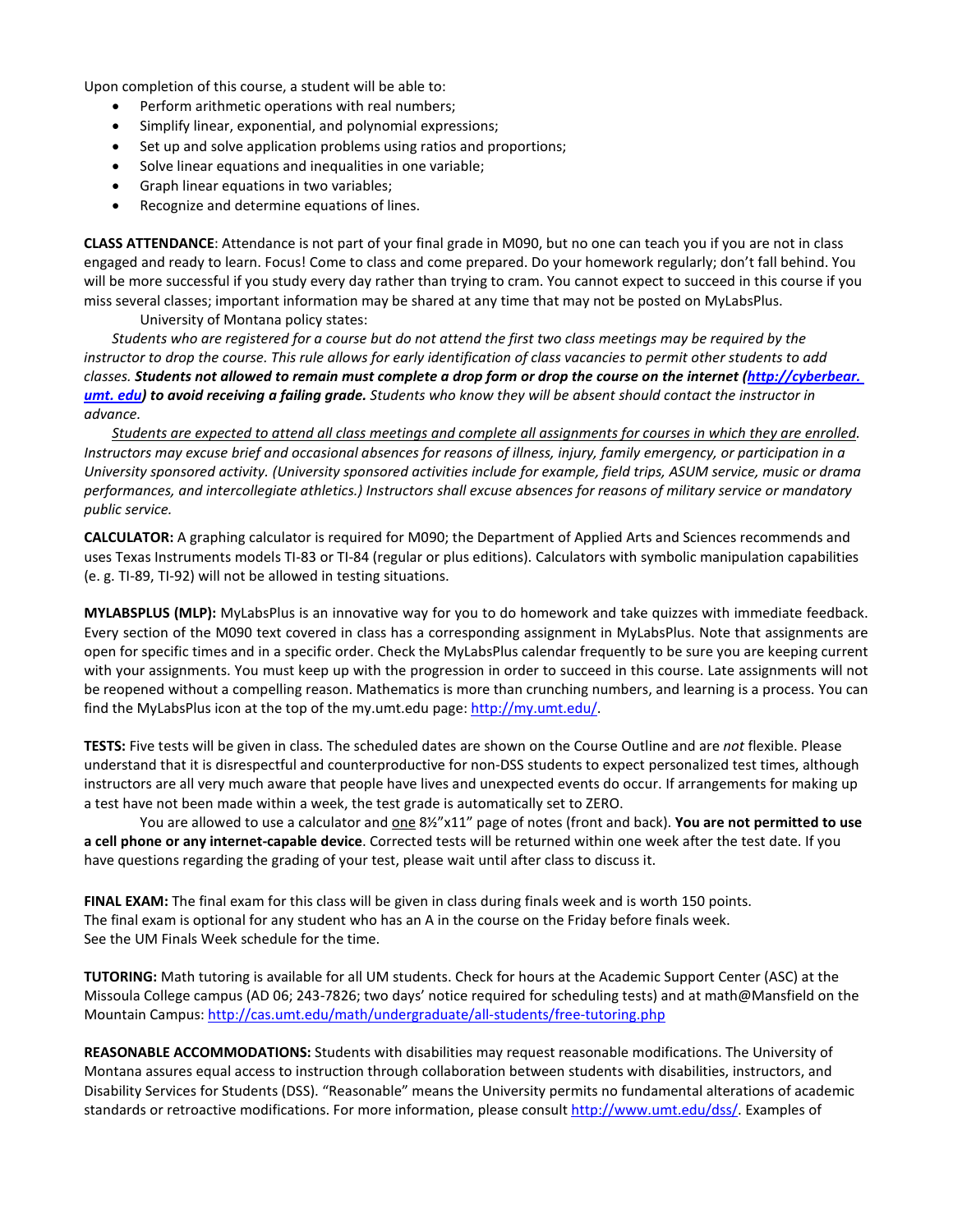Upon completion of this course, a student will be able to:

- Perform arithmetic operations with real numbers;
- Simplify linear, exponential, and polynomial expressions;
- Set up and solve application problems using ratios and proportions;
- Solve linear equations and inequalities in one variable;
- Graph linear equations in two variables;
- Recognize and determine equations of lines.

**CLASS ATTENDANCE**: Attendance is not part of your final grade in M090, but no one can teach you if you are not in class engaged and ready to learn. Focus! Come to class and come prepared. Do your homework regularly; don't fall behind. You will be more successful if you study every day rather than trying to cram. You cannot expect to succeed in this course if you miss several classes; important information may be shared at any time that may not be posted on MyLabsPlus.

University of Montana policy states:

*Students who are registered for a course but do not attend the first two class meetings may be required by the instructor to drop the course. This rule allows for early identification of class vacancies to permit other students to add classes.* ***Students not allowed to remain must complete a drop form or drop the course on the internet (http://cyberbear.umt.edu) to avoid receiving a failing grade.*** *Students who know they will be absent should contact the instructor in advance.*

*Students are expected to attend all class meetings and complete all assignments for courses in which they are enrolled. Instructors may excuse brief and occasional absences for reasons of illness, injury, family emergency, or participation in a University sponsored activity. (University sponsored activities include for example, field trips, ASUM service, music or drama performances, and intercollegiate athletics.) Instructors shall excuse absences for reasons of military service or mandatory public service.*

**CALCULATOR:** A graphing calculator is required for M090; the Department of Applied Arts and Sciences recommends and uses Texas Instruments models TI-83 or TI-84 (regular or plus editions). Calculators with symbolic manipulation capabilities (e. g. TI-89, TI-92) will not be allowed in testing situations.

**MYLABSPLUS (MLP):** MyLabsPlus is an innovative way for you to do homework and take quizzes with immediate feedback. Every section of the M090 text covered in class has a corresponding assignment in MyLabsPlus. Note that assignments are open for specific times and in a specific order. Check the MyLabsPlus calendar frequently to be sure you are keeping current with your assignments. You must keep up with the progression in order to succeed in this course. Late assignments will not be reopened without a compelling reason. Mathematics is more than crunching numbers, and learning is a process. You can find the MyLabsPlus icon at the top of the my.umt.edu page: http://my.umt.edu/.

**TESTS:** Five tests will be given in class. The scheduled dates are shown on the Course Outline and are *not* flexible. Please understand that it is disrespectful and counterproductive for non-DSS students to expect personalized test times, although instructors are all very much aware that people have lives and unexpected events do occur. If arrangements for making up a test have not been made within a week, the test grade is automatically set to ZERO.

You are allowed to use a calculator and one 8½"x11" page of notes (front and back). **You are not permitted to use a cell phone or any internet-capable device**. Corrected tests will be returned within one week after the test date. If you have questions regarding the grading of your test, please wait until after class to discuss it.

**FINAL EXAM:** The final exam for this class will be given in class during finals week and is worth 150 points. The final exam is optional for any student who has an A in the course on the Friday before finals week. See the UM Finals Week schedule for the time.

**TUTORING:** Math tutoring is available for all UM students. Check for hours at the Academic Support Center (ASC) at the Missoula College campus (AD 06; 243-7826; two days' notice required for scheduling tests) and at math@Mansfield on the Mountain Campus: http://cas.umt.edu/math/undergraduate/all-students/free-tutoring.php

**REASONABLE ACCOMMODATIONS:** Students with disabilities may request reasonable modifications. The University of Montana assures equal access to instruction through collaboration between students with disabilities, instructors, and Disability Services for Students (DSS). "Reasonable" means the University permits no fundamental alterations of academic standards or retroactive modifications. For more information, please consult http://www.umt.edu/dss/. Examples of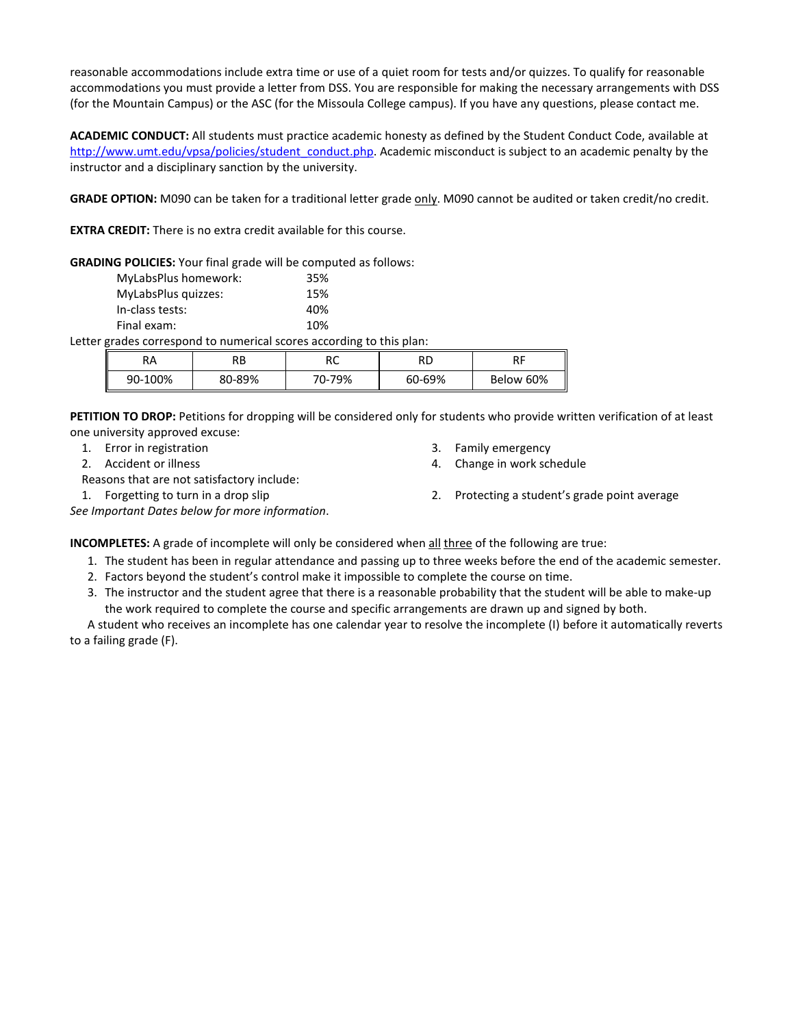reasonable accommodations include extra time or use of a quiet room for tests and/or quizzes. To qualify for reasonable accommodations you must provide a letter from DSS. You are responsible for making the necessary arrangements with DSS (for the Mountain Campus) or the ASC (for the Missoula College campus). If you have any questions, please contact me.

**ACADEMIC CONDUCT:** All students must practice academic honesty as defined by the Student Conduct Code, available at [http://www.umt.edu/vpsa/policies/student_conduct.php](http://www.umt.edu/vpsa/policies/student_conduct.php). Academic misconduct is subject to an academic penalty by the instructor and a disciplinary sanction by the university.

**GRADE OPTION:** M090 can be taken for a traditional letter grade <u>only</u>. M090 cannot be audited or taken credit/no credit.

**EXTRA CREDIT:** There is no extra credit available for this course.

**GRADING POLICIES:** Your final grade will be computed as follows:

| | |
|---|---|
| MyLabsPlus homework: | 35% |
| MyLabsPlus quizzes: | 15% |
| In-class tests: | 40% |
| Final exam: | 10% |

Letter grades correspond to numerical scores according to this plan:

| RA | RB | RC | RD | RF |
|---|---|---|---|---|
| 90-100% | 80-89% | 70-79% | 60-69% | Below 60% |

**PETITION TO DROP:** Petitions for dropping will be considered only for students who provide written verification of at least one university approved excuse:

1. Error in registration
2. Accident or illness
3. Family emergency
4. Change in work schedule

Reasons that are not satisfactory include:

1. Forgetting to turn in a drop slip
2. Protecting a student's grade point average

*See Important Dates below for more information*.

**INCOMPLETES:** A grade of incomplete will only be considered when <u>all</u> <u>three</u> of the following are true:

1. The student has been in regular attendance and passing up to three weeks before the end of the academic semester.
2. Factors beyond the student's control make it impossible to complete the course on time.
3. The instructor and the student agree that there is a reasonable probability that the student will be able to make-up the work required to complete the course and specific arrangements are drawn up and signed by both.

A student who receives an incomplete has one calendar year to resolve the incomplete (I) before it automatically reverts to a failing grade (F).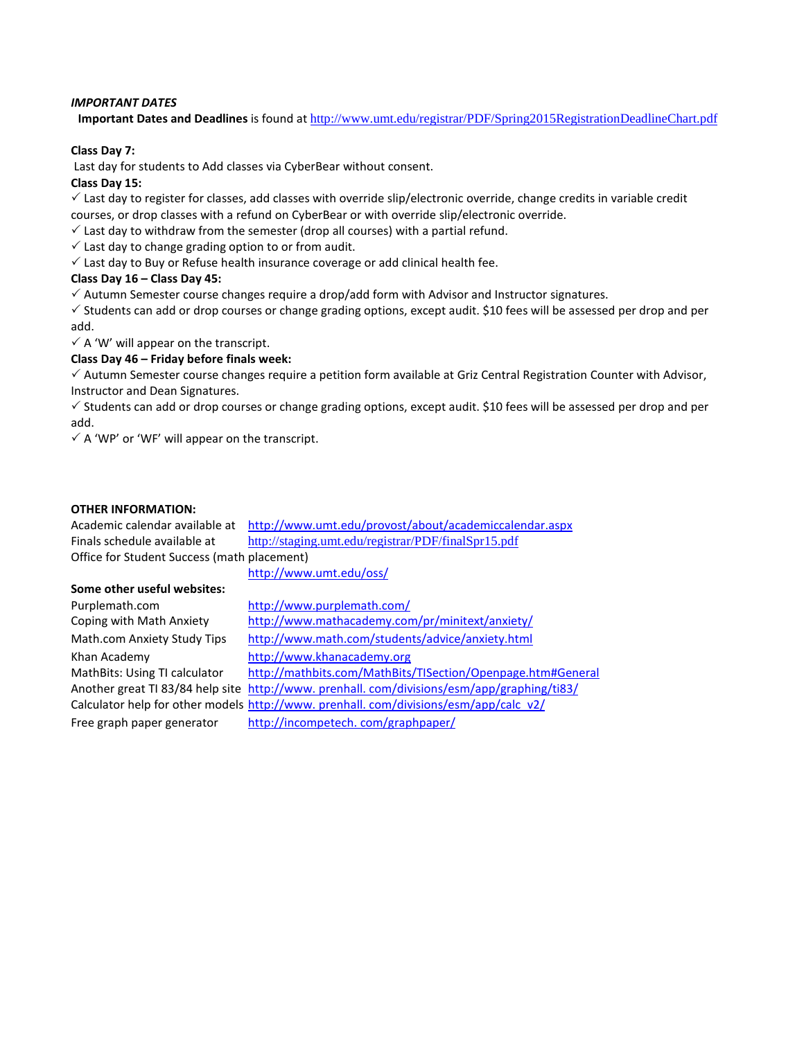***IMPORTANT DATES***

**Important Dates and Deadlines** is found at http://www.umt.edu/registrar/PDF/Spring2015RegistrationDeadlineChart.pdf

**Class Day 7:**

Last day for students to Add classes via CyberBear without consent.

**Class Day 15:**

✓ Last day to register for classes, add classes with override slip/electronic override, change credits in variable credit courses, or drop classes with a refund on CyberBear or with override slip/electronic override.

✓ Last day to withdraw from the semester (drop all courses) with a partial refund.

✓ Last day to change grading option to or from audit.

✓ Last day to Buy or Refuse health insurance coverage or add clinical health fee.

**Class Day 16 – Class Day 45:**

✓ Autumn Semester course changes require a drop/add form with Advisor and Instructor signatures.

✓ Students can add or drop courses or change grading options, except audit. $10 fees will be assessed per drop and per add.

✓ A 'W' will appear on the transcript.

**Class Day 46 – Friday before finals week:**

✓ Autumn Semester course changes require a petition form available at Griz Central Registration Counter with Advisor, Instructor and Dean Signatures.

✓ Students can add or drop courses or change grading options, except audit. $10 fees will be assessed per drop and per add.

✓ A 'WP' or 'WF' will appear on the transcript.

**OTHER INFORMATION:**

| | |
|---|---|
| Academic calendar available at | http://www.umt.edu/provost/about/academiccalendar.aspx |
| Finals schedule available at | http://staging.umt.edu/registrar/PDF/finalSpr15.pdf |
| Office for Student Success (math placement) | |
| | http://www.umt.edu/oss/ |

**Some other useful websites:**

| | |
|---|---|
| Purplemath.com | http://www.purplemath.com/ |
| Coping with Math Anxiety | http://www.mathacademy.com/pr/minitext/anxiety/ |
| Math.com Anxiety Study Tips | http://www.math.com/students/advice/anxiety.html |
| Khan Academy | http://www.khanacademy.org |
| MathBits: Using TI calculator | http://mathbits.com/MathBits/TISection/Openpage.htm#General |
| Another great TI 83/84 help site | http://www. prenhall. com/divisions/esm/app/graphing/ti83/ |
| Calculator help for other models | http://www. prenhall. com/divisions/esm/app/calc_v2/ |
| Free graph paper generator | http://incompetech. com/graphpaper/ |